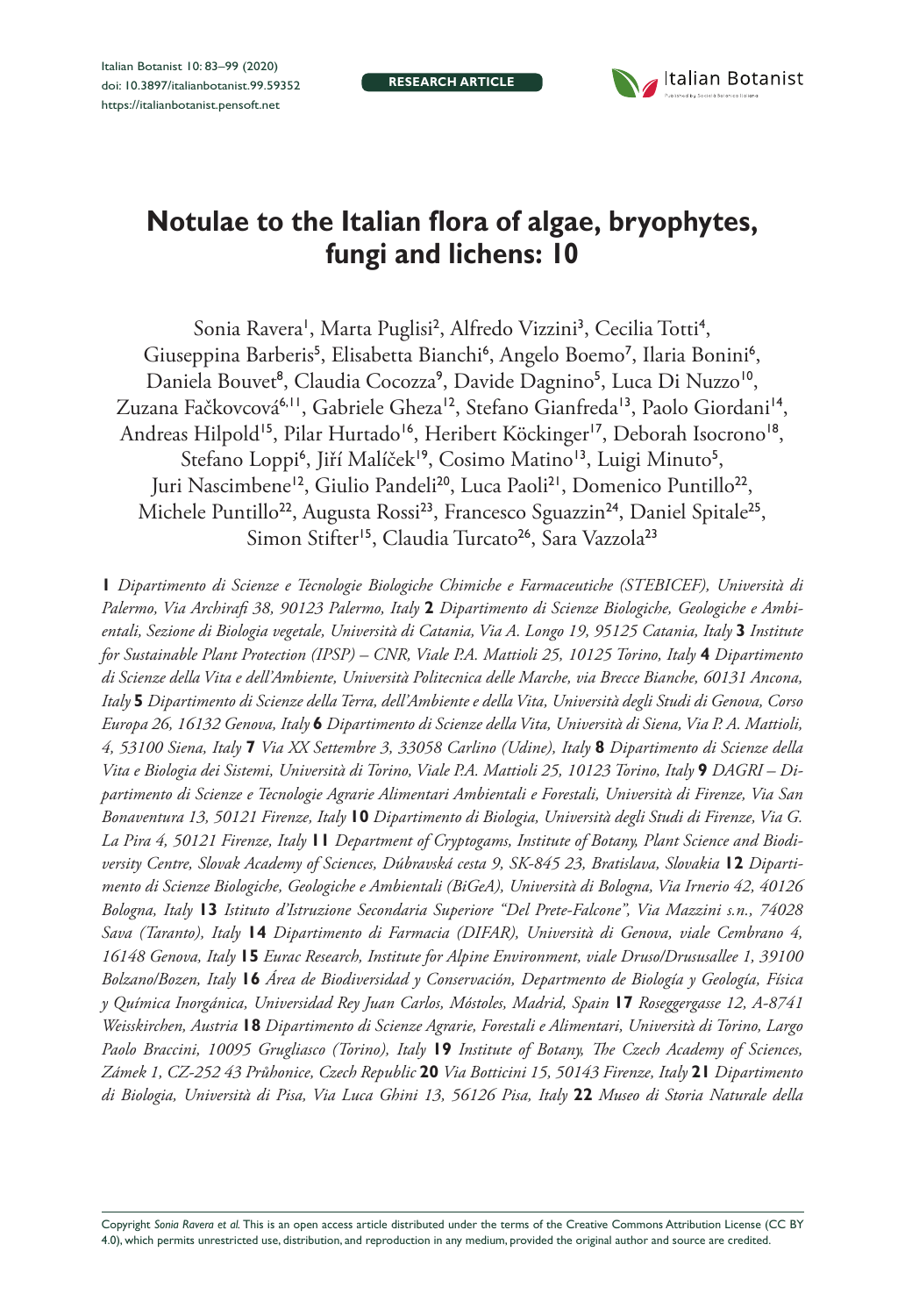# Notulae to the Italian flora of algae, bryophytes, fungi and lichens: 10

Sonia Ravera[1], Marta Puglisi[2], Alfredo Vizzini[3], Cecilia Totti[4], Giuseppina Barberis[5], Elisabetta Bianchi[6], Angelo Boemo[7], Ilaria Bonini[6], Daniela Bouvet[8], Claudia Cocozza[9], Davide Dagnino[5], Luca Di Nuzzo[10], Zuzana Fačkovcová[6,11], Gabriele Gheza[12], Stefano Gianfreda[13], Paolo Giordani[14], Andreas Hilpold[15], Pilar Hurtado[16], Heribert Köckinger[17], Deborah Isocrono[18], Stefano Loppi[6], Jiří Malíček[19], Cosimo Matino[13], Luigi Minuto[5], Juri Nascimbene[12], Giulio Pandeli[20], Luca Paoli[21], Domenico Puntillo[22], Michele Puntillo[22], Augusta Rossi[23], Francesco Sguazzin[24], Daniel Spitale[25], Simon Stifter[15], Claudia Turcato[26], Sara Vazzola[23]

**1** *Dipartimento di Scienze e Tecnologie Biologiche Chimiche e Farmaceutiche (STEBICEF), Università di Palermo, Via Archirafi 38, 90123 Palermo, Italy* **2** *Dipartimento di Scienze Biologiche, Geologiche e Ambientali, Sezione di Biologia vegetale, Università di Catania, Via A. Longo 19, 95125 Catania, Italy* **3** *Institute for Sustainable Plant Protection (IPSP) – CNR, Viale P.A. Mattioli 25, 10125 Torino, Italy* **4** *Dipartimento di Scienze della Vita e dell'Ambiente, Università Politecnica delle Marche, via Brecce Bianche, 60131 Ancona, Italy* **5** *Dipartimento di Scienze della Terra, dell'Ambiente e della Vita, Università degli Studi di Genova, Corso Europa 26, 16132 Genova, Italy* **6** *Dipartimento di Scienze della Vita, Università di Siena, Via P. A. Mattioli, 4, 53100 Siena, Italy* **7** *Via XX Settembre 3, 33058 Carlino (Udine), Italy* **8** *Dipartimento di Scienze della Vita e Biologia dei Sistemi, Università di Torino, Viale P.A. Mattioli 25, 10123 Torino, Italy* **9** *DAGRI – Dipartimento di Scienze e Tecnologie Agrarie Alimentari Ambientali e Forestali, Università di Firenze, Via San Bonaventura 13, 50121 Firenze, Italy* **10** *Dipartimento di Biologia, Università degli Studi di Firenze, Via G. La Pira 4, 50121 Firenze, Italy* **11** *Department of Cryptogams, Institute of Botany, Plant Science and Biodiversity Centre, Slovak Academy of Sciences, Dúbravská cesta 9, SK-845 23, Bratislava, Slovakia* **12** *Dipartimento di Scienze Biologiche, Geologiche e Ambientali (BiGeA), Università di Bologna, Via Irnerio 42, 40126 Bologna, Italy* **13** *Istituto d'Istruzione Secondaria Superiore "Del Prete-Falcone", Via Mazzini s.n., 74028 Sava (Taranto), Italy* **14** *Dipartimento di Farmacia (DIFAR), Università di Genova, viale Cembrano 4, 16148 Genova, Italy* **15** *Eurac Research, Institute for Alpine Environment, viale Druso/Drususallee 1, 39100 Bolzano/Bozen, Italy* **16** *Área de Biodiversidad y Conservación, Departmento de Biología y Geología, Física y Química Inorgánica, Universidad Rey Juan Carlos, Móstoles, Madrid, Spain* **17** *Roseggergasse 12, A-8741 Weisskirchen, Austria* **18** *Dipartimento di Scienze Agrarie, Forestali e Alimentari, Università di Torino, Largo Paolo Braccini, 10095 Grugliasco (Torino), Italy* **19** *Institute of Botany, The Czech Academy of Sciences, Zámek 1, CZ-252 43 Průhonice, Czech Republic* **20** *Via Botticini 15, 50143 Firenze, Italy* **21** *Dipartimento di Biologia, Università di Pisa, Via Luca Ghini 13, 56126 Pisa, Italy* **22** *Museo di Storia Naturale della*

Copyright *Sonia Ravera et al.* This is an open access article distributed under the terms of the Creative Commons Attribution License (CC BY 4.0), which permits unrestricted use, distribution, and reproduction in any medium, provided the original author and source are credited.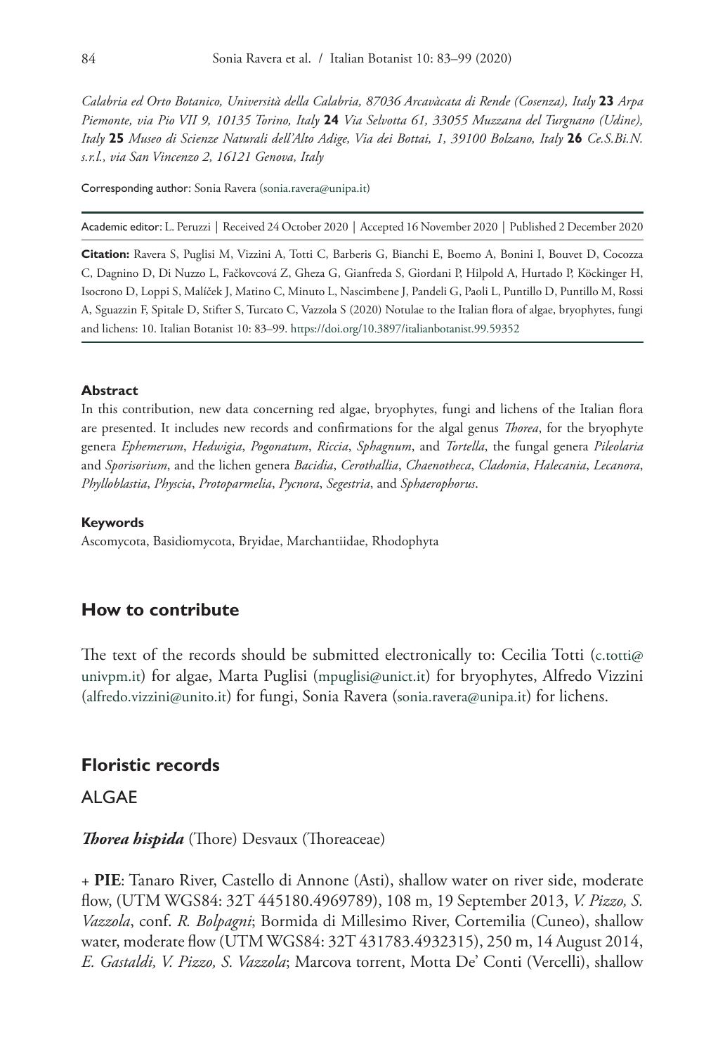*Calabria ed Orto Botanico, Università della Calabria, 87036 Arcavàcata di Rende (Cosenza), Italy* **23** *Arpa Piemonte, via Pio VII 9, 10135 Torino, Italy* **24** *Via Selvotta 61, 33055 Muzzana del Turgnano (Udine), Italy* **25** *Museo di Scienze Naturali dell'Alto Adige, Via dei Bottai, 1, 39100 Bolzano, Italy* **26** *Ce.S.Bi.N. s.r.l., via San Vincenzo 2, 16121 Genova, Italy*

Corresponding author: Sonia Ravera (sonia.ravera@unipa.it)

Academic editor: L. Peruzzi | Received 24 October 2020 | Accepted 16 November 2020 | Published 2 December 2020

**Citation:** Ravera S, Puglisi M, Vizzini A, Totti C, Barberis G, Bianchi E, Boemo A, Bonini I, Bouvet D, Cocozza C, Dagnino D, Di Nuzzo L, Fačkovcová Z, Gheza G, Gianfreda S, Giordani P, Hilpold A, Hurtado P, Köckinger H, Isocrono D, Loppi S, Malíček J, Matino C, Minuto L, Nascimbene J, Pandeli G, Paoli L, Puntillo D, Puntillo M, Rossi A, Sguazzin F, Spitale D, Stifter S, Turcato C, Vazzola S (2020) Notulae to the Italian flora of algae, bryophytes, fungi and lichens: 10. Italian Botanist 10: 83–99. https://doi.org/10.3897/italianbotanist.99.59352

#### **Abstract**

In this contribution, new data concerning red algae, bryophytes, fungi and lichens of the Italian flora are presented. It includes new records and confirmations for the algal genus *Thorea*, for the bryophyte genera *Ephemerum*, *Hedwigia*, *Pogonatum*, *Riccia*, *Sphagnum*, and *Tortella*, the fungal genera *Pileolaria* and *Sporisorium*, and the lichen genera *Bacidia*, *Cerothallia*, *Chaenotheca*, *Cladonia*, *Halecania*, *Lecanora*, *Phylloblastia*, *Physcia*, *Protoparmelia*, *Pycnora*, *Segestria*, and *Sphaerophorus*.

#### **Keywords**

Ascomycota, Basidiomycota, Bryidae, Marchantiidae, Rhodophyta

## **How to contribute**

The text of the records should be submitted electronically to: Cecilia Totti (c.totti@univpm.it) for algae, Marta Puglisi (mpuglisi@unict.it) for bryophytes, Alfredo Vizzini (alfredo.vizzini@unito.it) for fungi, Sonia Ravera (sonia.ravera@unipa.it) for lichens.

## **Floristic records**

### ALGAE

***Thorea hispida*** (Thore) Desvaux (Thoreaceae)

+ **PIE**: Tanaro River, Castello di Annone (Asti), shallow water on river side, moderate flow, (UTM WGS84: 32T 445180.4969789), 108 m, 19 September 2013, *V. Pizzo, S. Vazzola*, conf. *R. Bolpagni*; Bormida di Millesimo River, Cortemilia (Cuneo), shallow water, moderate flow (UTM WGS84: 32T 431783.4932315), 250 m, 14 August 2014, *E. Gastaldi, V. Pizzo, S. Vazzola*; Marcova torrent, Motta De' Conti (Vercelli), shallow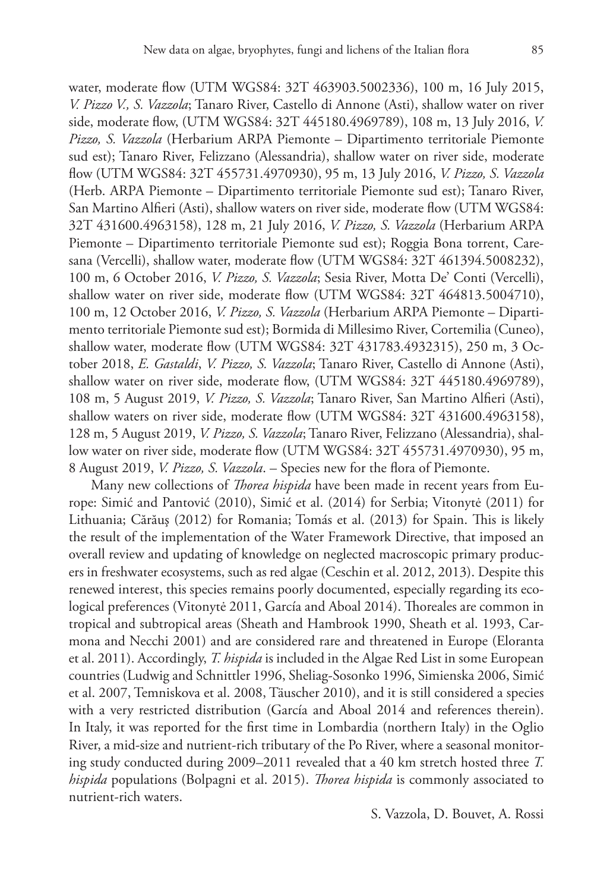water, moderate flow (UTM WGS84: 32T 463903.5002336), 100 m, 16 July 2015, *V. Pizzo V., S. Vazzola*; Tanaro River, Castello di Annone (Asti), shallow water on river side, moderate flow, (UTM WGS84: 32T 445180.4969789), 108 m, 13 July 2016, *V. Pizzo, S. Vazzola* (Herbarium ARPA Piemonte – Dipartimento territoriale Piemonte sud est); Tanaro River, Felizzano (Alessandria), shallow water on river side, moderate flow (UTM WGS84: 32T 455731.4970930), 95 m, 13 July 2016, *V. Pizzo, S. Vazzola* (Herb. ARPA Piemonte – Dipartimento territoriale Piemonte sud est); Tanaro River, San Martino Alfieri (Asti), shallow waters on river side, moderate flow (UTM WGS84: 32T 431600.4963158), 128 m, 21 July 2016, *V. Pizzo, S. Vazzola* (Herbarium ARPA Piemonte – Dipartimento territoriale Piemonte sud est); Roggia Bona torrent, Caresana (Vercelli), shallow water, moderate flow (UTM WGS84: 32T 461394.5008232), 100 m, 6 October 2016, *V. Pizzo, S. Vazzola*; Sesia River, Motta De' Conti (Vercelli), shallow water on river side, moderate flow (UTM WGS84: 32T 464813.5004710), 100 m, 12 October 2016, *V. Pizzo, S. Vazzola* (Herbarium ARPA Piemonte – Dipartimento territoriale Piemonte sud est); Bormida di Millesimo River, Cortemilia (Cuneo), shallow water, moderate flow (UTM WGS84: 32T 431783.4932315), 250 m, 3 October 2018, *E. Gastaldi*, *V. Pizzo, S. Vazzola*; Tanaro River, Castello di Annone (Asti), shallow water on river side, moderate flow, (UTM WGS84: 32T 445180.4969789), 108 m, 5 August 2019, *V. Pizzo, S. Vazzola*; Tanaro River, San Martino Alfieri (Asti), shallow waters on river side, moderate flow (UTM WGS84: 32T 431600.4963158), 128 m, 5 August 2019, *V. Pizzo, S. Vazzola*; Tanaro River, Felizzano (Alessandria), shallow water on river side, moderate flow (UTM WGS84: 32T 455731.4970930), 95 m, 8 August 2019, *V. Pizzo, S. Vazzola*. – Species new for the flora of Piemonte.

Many new collections of *Thorea hispida* have been made in recent years from Europe: Simić and Pantović (2010), Simić et al. (2014) for Serbia; Vitonytė (2011) for Lithuania; Cărăuş (2012) for Romania; Tomás et al. (2013) for Spain. This is likely the result of the implementation of the Water Framework Directive, that imposed an overall review and updating of knowledge on neglected macroscopic primary producers in freshwater ecosystems, such as red algae (Ceschin et al. 2012, 2013). Despite this renewed interest, this species remains poorly documented, especially regarding its ecological preferences (Vitonytė 2011, García and Aboal 2014). Thoreales are common in tropical and subtropical areas (Sheath and Hambrook 1990, Sheath et al. 1993, Carmona and Necchi 2001) and are considered rare and threatened in Europe (Eloranta et al. 2011). Accordingly, *T. hispida* is included in the Algae Red List in some European countries (Ludwig and Schnittler 1996, Sheliag-Sosonko 1996, Simienska 2006, Simić et al. 2007, Temniskova et al. 2008, Täuscher 2010), and it is still considered a species with a very restricted distribution (García and Aboal 2014 and references therein). In Italy, it was reported for the first time in Lombardia (northern Italy) in the Oglio River, a mid-size and nutrient-rich tributary of the Po River, where a seasonal monitoring study conducted during 2009–2011 revealed that a 40 km stretch hosted three *T. hispida* populations (Bolpagni et al. 2015). *Thorea hispida* is commonly associated to nutrient-rich waters.

S. Vazzola, D. Bouvet, A. Rossi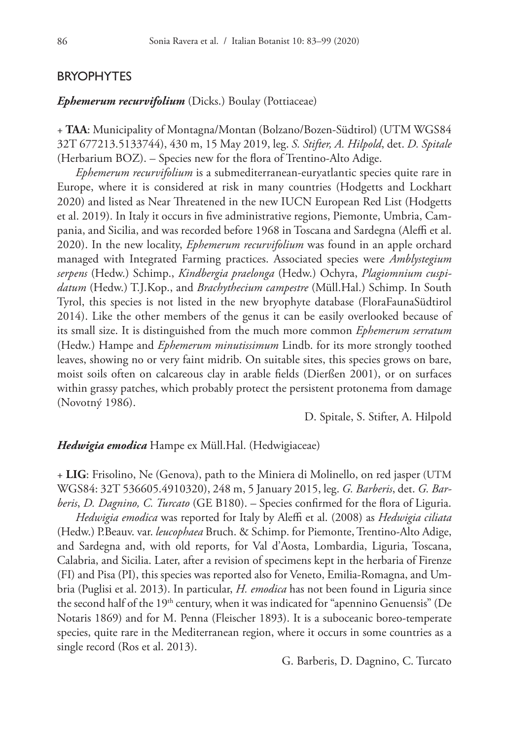## BRYOPHYTES

***Ephemerum recurvifolium*** (Dicks.) Boulay (Pottiaceae)

+ **TAA**: Municipality of Montagna/Montan (Bolzano/Bozen-Südtirol) (UTM WGS84 32T 677213.5133744), 430 m, 15 May 2019, leg. *S. Stifter, A. Hilpold*, det. *D. Spitale* (Herbarium BOZ). – Species new for the flora of Trentino-Alto Adige.

*Ephemerum recurvifolium* is a submediterranean-euryatlantic species quite rare in Europe, where it is considered at risk in many countries (Hodgetts and Lockhart 2020) and listed as Near Threatened in the new IUCN European Red List (Hodgetts et al. 2019). In Italy it occurs in five administrative regions, Piemonte, Umbria, Campania, and Sicilia, and was recorded before 1968 in Toscana and Sardegna (Aleffi et al. 2020). In the new locality, *Ephemerum recurvifolium* was found in an apple orchard managed with Integrated Farming practices. Associated species were *Amblystegium serpens* (Hedw.) Schimp., *Kindbergia praelonga* (Hedw.) Ochyra, *Plagiomnium cuspidatum* (Hedw.) T.J.Kop., and *Brachythecium campestre* (Müll.Hal.) Schimp. In South Tyrol, this species is not listed in the new bryophyte database (FloraFaunaSüdtirol 2014). Like the other members of the genus it can be easily overlooked because of its small size. It is distinguished from the much more common *Ephemerum serratum* (Hedw.) Hampe and *Ephemerum minutissimum* Lindb. for its more strongly toothed leaves, showing no or very faint midrib. On suitable sites, this species grows on bare, moist soils often on calcareous clay in arable fields (Dierßen 2001), or on surfaces within grassy patches, which probably protect the persistent protonema from damage (Novotný 1986).

D. Spitale, S. Stifter, A. Hilpold

***Hedwigia emodica*** Hampe ex Müll.Hal. (Hedwigiaceae)

+ **LIG**: Frisolino, Ne (Genova), path to the Miniera di Molinello, on red jasper (UTM WGS84: 32T 536605.4910320), 248 m, 5 January 2015, leg. *G. Barberis*, det. *G. Barberis*, *D. Dagnino, C. Turcato* (GE B180). – Species confirmed for the flora of Liguria.

*Hedwigia emodica* was reported for Italy by Aleffi et al. (2008) as *Hedwigia ciliata* (Hedw.) P.Beauv. var. *leucophaea* Bruch. & Schimp. for Piemonte, Trentino-Alto Adige, and Sardegna and, with old reports, for Val d'Aosta, Lombardia, Liguria, Toscana, Calabria, and Sicilia. Later, after a revision of specimens kept in the herbaria of Firenze (FI) and Pisa (PI), this species was reported also for Veneto, Emilia-Romagna, and Umbria (Puglisi et al. 2013). In particular, *H. emodica* has not been found in Liguria since the second half of the 19th century, when it was indicated for "apennino Genuensis" (De Notaris 1869) and for M. Penna (Fleischer 1893). It is a suboceanic boreo-temperate species, quite rare in the Mediterranean region, where it occurs in some countries as a single record (Ros et al. 2013).

G. Barberis, D. Dagnino, C. Turcato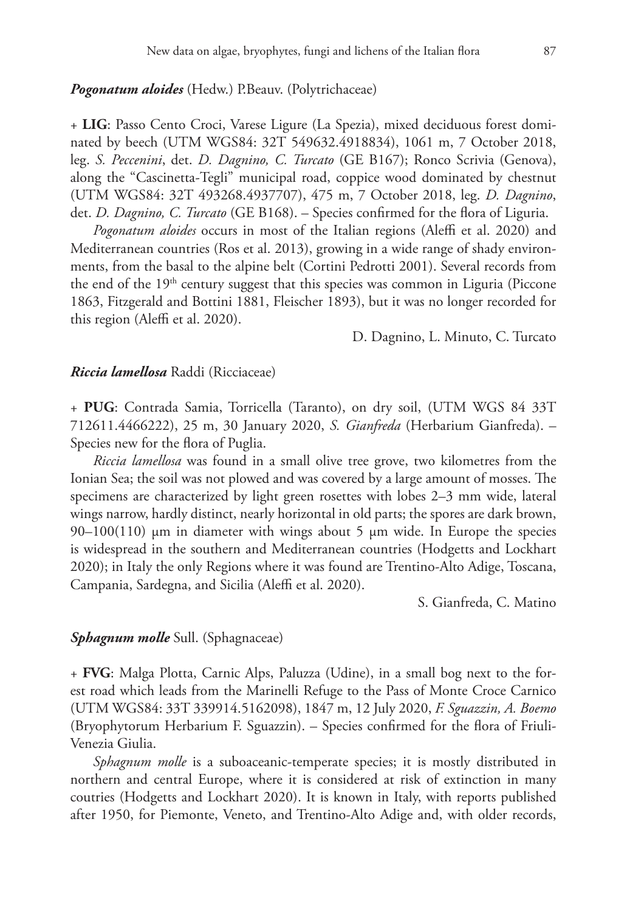***Pogonatum aloides*** (Hedw.) P.Beauv. (Polytrichaceae)

+ **LIG**: Passo Cento Croci, Varese Ligure (La Spezia), mixed deciduous forest dominated by beech (UTM WGS84: 32T 549632.4918834), 1061 m, 7 October 2018, leg. *S. Peccenini*, det. *D. Dagnino, C. Turcato* (GE B167); Ronco Scrivia (Genova), along the "Cascinetta-Tegli" municipal road, coppice wood dominated by chestnut (UTM WGS84: 32T 493268.4937707), 475 m, 7 October 2018, leg. *D. Dagnino*, det. *D. Dagnino, C. Turcato* (GE B168). – Species confirmed for the flora of Liguria.

*Pogonatum aloides* occurs in most of the Italian regions (Aleffi et al. 2020) and Mediterranean countries (Ros et al. 2013), growing in a wide range of shady environments, from the basal to the alpine belt (Cortini Pedrotti 2001). Several records from the end of the 19th century suggest that this species was common in Liguria (Piccone 1863, Fitzgerald and Bottini 1881, Fleischer 1893), but it was no longer recorded for this region (Aleffi et al. 2020).

D. Dagnino, L. Minuto, C. Turcato

***Riccia lamellosa*** Raddi (Ricciaceae)

+ **PUG**: Contrada Samia, Torricella (Taranto), on dry soil, (UTM WGS 84 33T 712611.4466222), 25 m, 30 January 2020, *S. Gianfreda* (Herbarium Gianfreda). – Species new for the flora of Puglia.

*Riccia lamellosa* was found in a small olive tree grove, two kilometres from the Ionian Sea; the soil was not plowed and was covered by a large amount of mosses. The specimens are characterized by light green rosettes with lobes 2–3 mm wide, lateral wings narrow, hardly distinct, nearly horizontal in old parts; the spores are dark brown, 90–100(110) μm in diameter with wings about 5 μm wide. In Europe the species is widespread in the southern and Mediterranean countries (Hodgetts and Lockhart 2020); in Italy the only Regions where it was found are Trentino-Alto Adige, Toscana, Campania, Sardegna, and Sicilia (Aleffi et al. 2020).

S. Gianfreda, C. Matino

***Sphagnum molle*** Sull. (Sphagnaceae)

+ **FVG**: Malga Plotta, Carnic Alps, Paluzza (Udine), in a small bog next to the forest road which leads from the Marinelli Refuge to the Pass of Monte Croce Carnico (UTM WGS84: 33T 339914.5162098), 1847 m, 12 July 2020, *F. Sguazzin, A. Boemo* (Bryophytorum Herbarium F. Sguazzin). – Species confirmed for the flora of Friuli-Venezia Giulia.

*Sphagnum molle* is a suboaceanic-temperate species; it is mostly distributed in northern and central Europe, where it is considered at risk of extinction in many coutries (Hodgetts and Lockhart 2020). It is known in Italy, with reports published after 1950, for Piemonte, Veneto, and Trentino-Alto Adige and, with older records,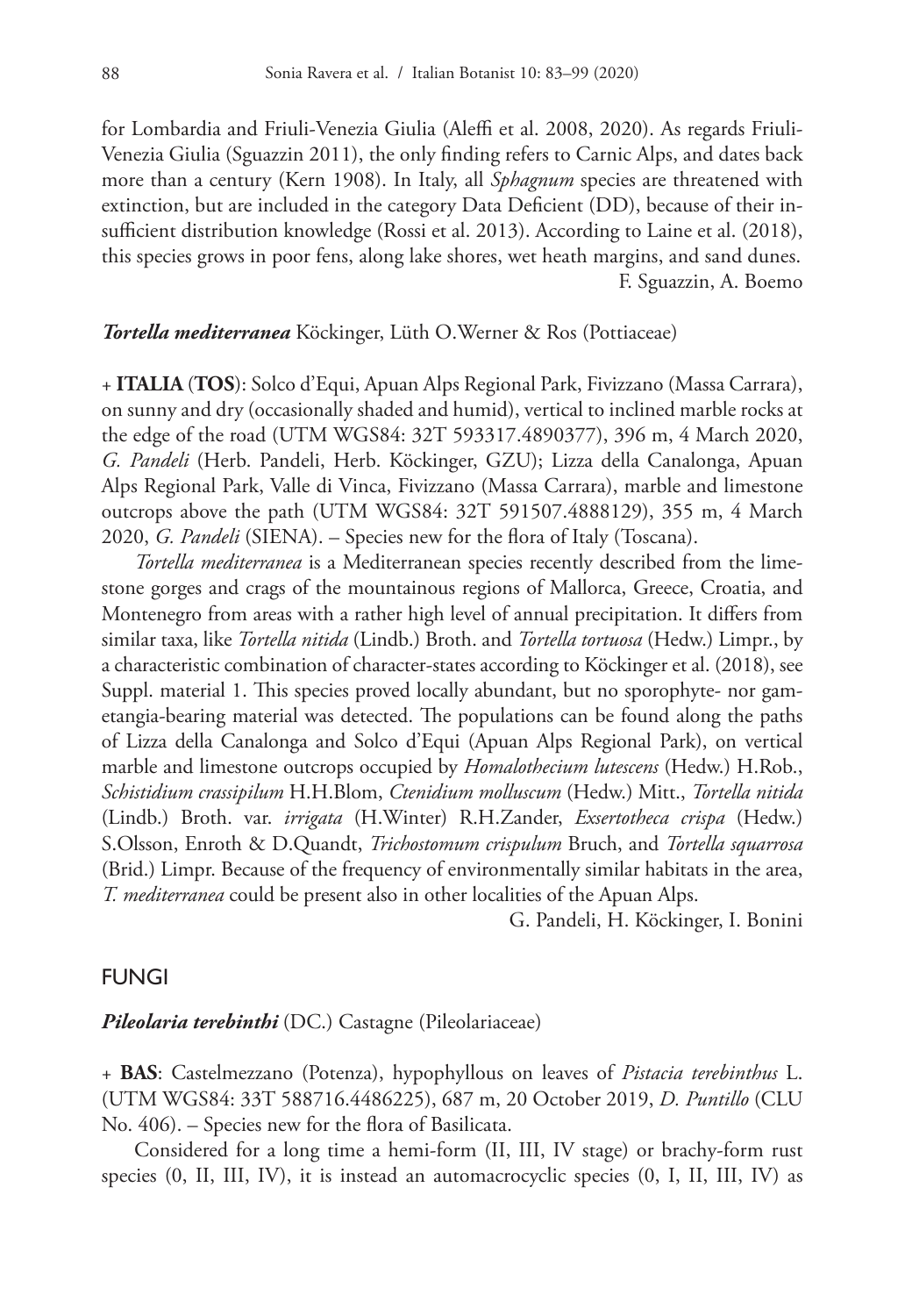for Lombardia and Friuli-Venezia Giulia (Aleffi et al. 2008, 2020). As regards Friuli-Venezia Giulia (Sguazzin 2011), the only finding refers to Carnic Alps, and dates back more than a century (Kern 1908). In Italy, all *Sphagnum* species are threatened with extinction, but are included in the category Data Deficient (DD), because of their insufficient distribution knowledge (Rossi et al. 2013). According to Laine et al. (2018), this species grows in poor fens, along lake shores, wet heath margins, and sand dunes.

F. Sguazzin, A. Boemo

***Tortella mediterranea*** Köckinger, Lüth O.Werner & Ros (Pottiaceae)

+ **ITALIA** (**TOS**): Solco d'Equi, Apuan Alps Regional Park, Fivizzano (Massa Carrara), on sunny and dry (occasionally shaded and humid), vertical to inclined marble rocks at the edge of the road (UTM WGS84: 32T 593317.4890377), 396 m, 4 March 2020, *G. Pandeli* (Herb. Pandeli, Herb. Köckinger, GZU); Lizza della Canalonga, Apuan Alps Regional Park, Valle di Vinca, Fivizzano (Massa Carrara), marble and limestone outcrops above the path (UTM WGS84: 32T 591507.4888129), 355 m, 4 March 2020, *G. Pandeli* (SIENA). – Species new for the flora of Italy (Toscana).

*Tortella mediterranea* is a Mediterranean species recently described from the limestone gorges and crags of the mountainous regions of Mallorca, Greece, Croatia, and Montenegro from areas with a rather high level of annual precipitation. It differs from similar taxa, like *Tortella nitida* (Lindb.) Broth. and *Tortella tortuosa* (Hedw.) Limpr., by a characteristic combination of character-states according to Köckinger et al. (2018), see Suppl. material 1. This species proved locally abundant, but no sporophyte- nor gametangia-bearing material was detected. The populations can be found along the paths of Lizza della Canalonga and Solco d'Equi (Apuan Alps Regional Park), on vertical marble and limestone outcrops occupied by *Homalothecium lutescens* (Hedw.) H.Rob., *Schistidium crassipilum* H.H.Blom, *Ctenidium molluscum* (Hedw.) Mitt., *Tortella nitida* (Lindb.) Broth. var. *irrigata* (H.Winter) R.H.Zander, *Exsertotheca crispa* (Hedw.) S.Olsson, Enroth & D.Quandt, *Trichostomum crispulum* Bruch, and *Tortella squarrosa* (Brid.) Limpr. Because of the frequency of environmentally similar habitats in the area, *T. mediterranea* could be present also in other localities of the Apuan Alps.

G. Pandeli, H. Köckinger, I. Bonini

## FUNGI

***Pileolaria terebinthi*** (DC.) Castagne (Pileolariaceae)

+ **BAS**: Castelmezzano (Potenza), hypophyllous on leaves of *Pistacia terebinthus* L. (UTM WGS84: 33T 588716.4486225), 687 m, 20 October 2019, *D. Puntillo* (CLU No. 406). – Species new for the flora of Basilicata.

Considered for a long time a hemi-form (II, III, IV stage) or brachy-form rust species (0, II, III, IV), it is instead an automacrocyclic species (0, I, II, III, IV) as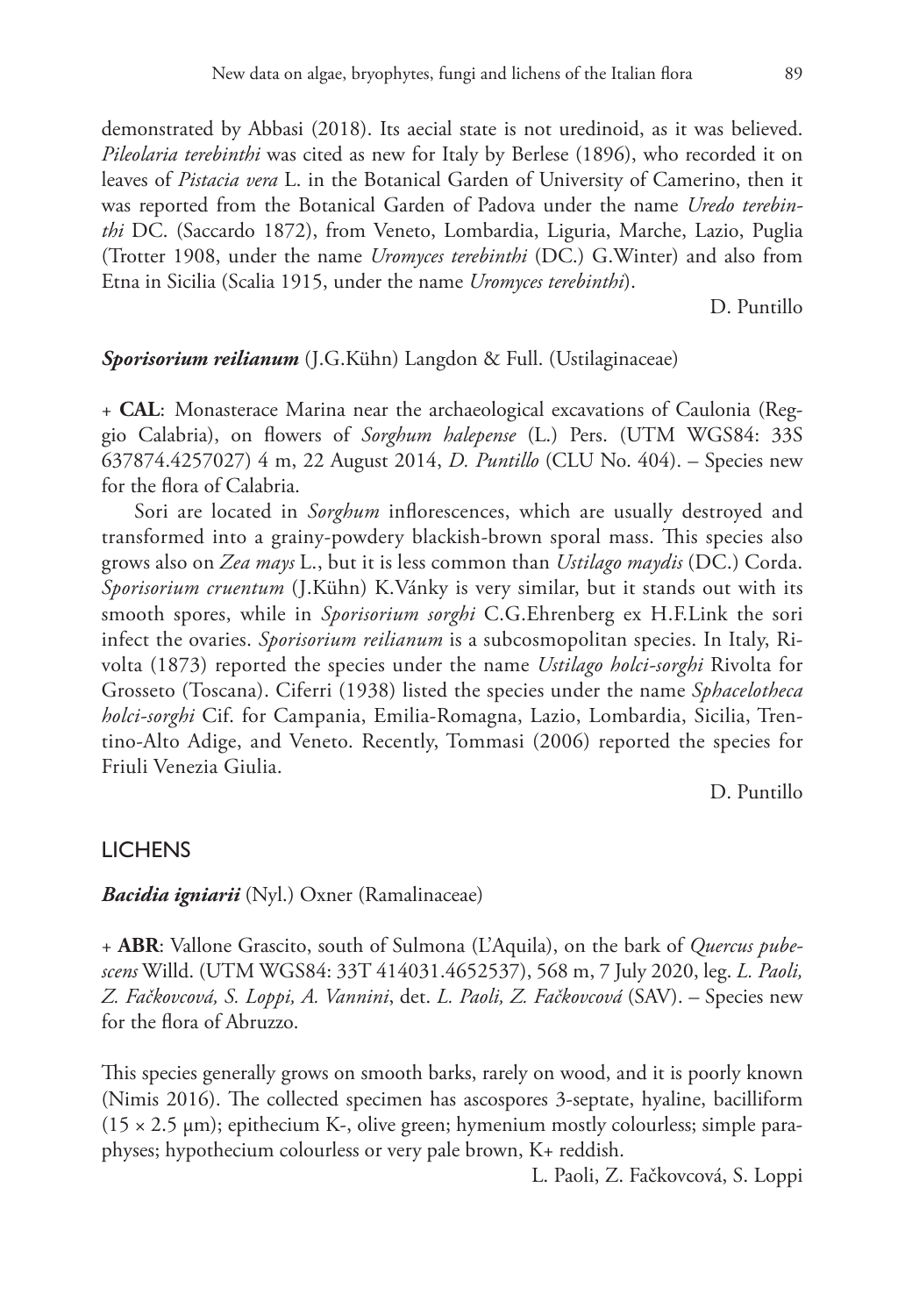demonstrated by Abbasi (2018). Its aecial state is not uredinoid, as it was believed. *Pileolaria terebinthi* was cited as new for Italy by Berlese (1896), who recorded it on leaves of *Pistacia vera* L. in the Botanical Garden of University of Camerino, then it was reported from the Botanical Garden of Padova under the name *Uredo terebinthi* DC. (Saccardo 1872), from Veneto, Lombardia, Liguria, Marche, Lazio, Puglia (Trotter 1908, under the name *Uromyces terebinthi* (DC.) G.Winter) and also from Etna in Sicilia (Scalia 1915, under the name *Uromyces terebinthi*).

D. Puntillo

***Sporisorium reilianum*** (J.G.Kühn) Langdon & Full. (Ustilaginaceae)

+ **CAL**: Monasterace Marina near the archaeological excavations of Caulonia (Reggio Calabria), on flowers of *Sorghum halepense* (L.) Pers. (UTM WGS84: 33S 637874.4257027) 4 m, 22 August 2014, *D. Puntillo* (CLU No. 404). – Species new for the flora of Calabria.

Sori are located in *Sorghum* inflorescences, which are usually destroyed and transformed into a grainy-powdery blackish-brown sporal mass. This species also grows also on *Zea mays* L., but it is less common than *Ustilago maydis* (DC.) Corda. *Sporisorium cruentum* (J.Kühn) K.Vánky is very similar, but it stands out with its smooth spores, while in *Sporisorium sorghi* C.G.Ehrenberg ex H.F.Link the sori infect the ovaries. *Sporisorium reilianum* is a subcosmopolitan species. In Italy, Rivolta (1873) reported the species under the name *Ustilago holci-sorghi* Rivolta for Grosseto (Toscana). Ciferri (1938) listed the species under the name *Sphacelotheca holci-sorghi* Cif. for Campania, Emilia-Romagna, Lazio, Lombardia, Sicilia, Trentino-Alto Adige, and Veneto. Recently, Tommasi (2006) reported the species for Friuli Venezia Giulia.

D. Puntillo

## LICHENS

***Bacidia igniarii*** (Nyl.) Oxner (Ramalinaceae)

+ **ABR**: Vallone Grascito, south of Sulmona (L'Aquila), on the bark of *Quercus pubescens* Willd. (UTM WGS84: 33T 414031.4652537), 568 m, 7 July 2020, leg. *L. Paoli, Z. Fačkovcová, S. Loppi, A. Vannini*, det. *L. Paoli, Z. Fačkovcová* (SAV). – Species new for the flora of Abruzzo.

This species generally grows on smooth barks, rarely on wood, and it is poorly known (Nimis 2016). The collected specimen has ascospores 3-septate, hyaline, bacilliform (15 × 2.5 µm); epithecium K-, olive green; hymenium mostly colourless; simple paraphyses; hypothecium colourless or very pale brown, K+ reddish.

L. Paoli, Z. Fačkovcová, S. Loppi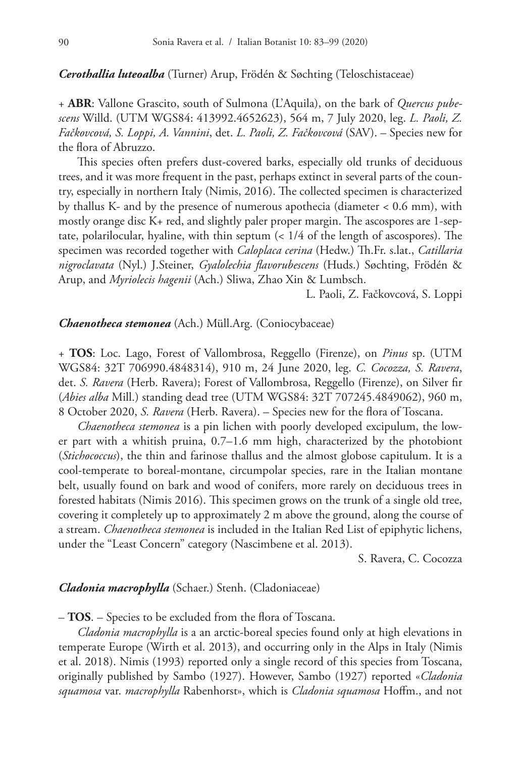***Cerothallia luteoalba*** (Turner) Arup, Frödén & Søchting (Teloschistaceae)

\+ **ABR**: Vallone Grascito, south of Sulmona (L'Aquila), on the bark of *Quercus pubescens* Willd. (UTM WGS84: 413992.4652623), 564 m, 7 July 2020, leg. *L. Paoli, Z. Fačkovcová, S. Loppi, A. Vannini*, det. *L. Paoli, Z. Fačkovcová* (SAV). – Species new for the flora of Abruzzo.

This species often prefers dust-covered barks, especially old trunks of deciduous trees, and it was more frequent in the past, perhaps extinct in several parts of the country, especially in northern Italy (Nimis, 2016). The collected specimen is characterized by thallus K- and by the presence of numerous apothecia (diameter < 0.6 mm), with mostly orange disc K+ red, and slightly paler proper margin. The ascospores are 1-septate, polarilocular, hyaline, with thin septum (< 1/4 of the length of ascospores). The specimen was recorded together with *Caloplaca cerina* (Hedw.) Th.Fr. s.lat., *Catillaria nigroclavata* (Nyl.) J.Steiner, *Gyalolechia flavorubescens* (Huds.) Søchting, Frödén & Arup, and *Myriolecis hagenii* (Ach.) Sliwa, Zhao Xin & Lumbsch.

L. Paoli, Z. Fačkovcová, S. Loppi

***Chaenotheca stemonea*** (Ach.) Müll.Arg. (Coniocybaceae)

\+ **TOS**: Loc. Lago, Forest of Vallombrosa, Reggello (Firenze), on *Pinus* sp. (UTM WGS84: 32T 706990.4848314), 910 m, 24 June 2020, leg. *C. Cocozza, S. Ravera*, det. *S. Ravera* (Herb. Ravera); Forest of Vallombrosa, Reggello (Firenze), on Silver fir (*Abies alba* Mill.) standing dead tree (UTM WGS84: 32T 707245.4849062), 960 m, 8 October 2020, *S. Ravera* (Herb. Ravera). – Species new for the flora of Toscana.

*Chaenotheca stemonea* is a pin lichen with poorly developed excipulum, the lower part with a whitish pruina, 0.7–1.6 mm high, characterized by the photobiont (*Stichococcus*), the thin and farinose thallus and the almost globose capitulum. It is a cool-temperate to boreal-montane, circumpolar species, rare in the Italian montane belt, usually found on bark and wood of conifers, more rarely on deciduous trees in forested habitats (Nimis 2016). This specimen grows on the trunk of a single old tree, covering it completely up to approximately 2 m above the ground, along the course of a stream. *Chaenotheca stemonea* is included in the Italian Red List of epiphytic lichens, under the "Least Concern" category (Nascimbene et al. 2013).

S. Ravera, C. Cocozza

***Cladonia macrophylla*** (Schaer.) Stenh. (Cladoniaceae)

– **TOS**. – Species to be excluded from the flora of Toscana.

*Cladonia macrophylla* is a an arctic-boreal species found only at high elevations in temperate Europe (Wirth et al. 2013), and occurring only in the Alps in Italy (Nimis et al. 2018). Nimis (1993) reported only a single record of this species from Toscana, originally published by Sambo (1927). However, Sambo (1927) reported «*Cladonia squamosa* var. *macrophylla* Rabenhorst», which is *Cladonia squamosa* Hoffm., and not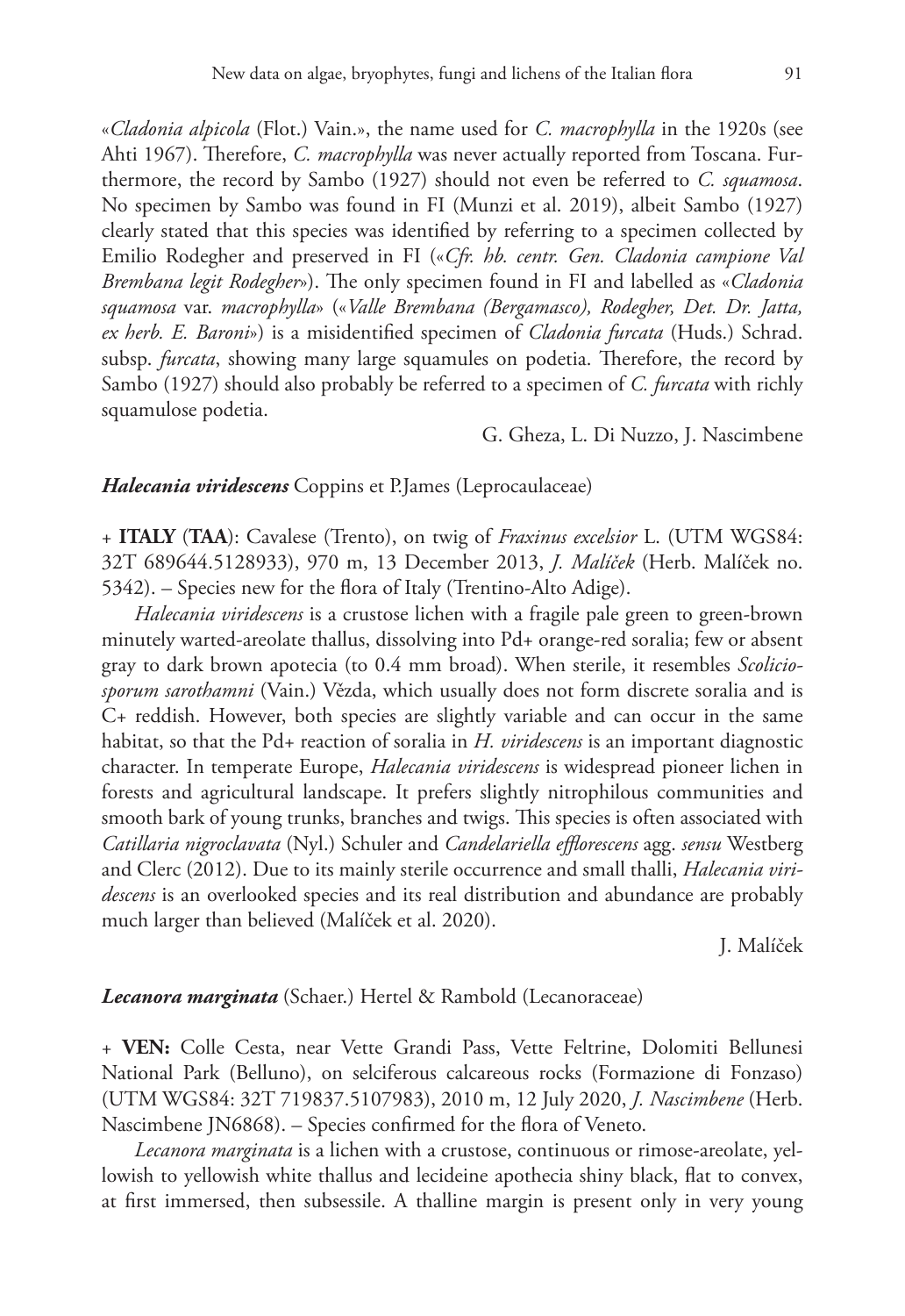«*Cladonia alpicola* (Flot.) Vain.», the name used for *C. macrophylla* in the 1920s (see Ahti 1967). Therefore, *C. macrophylla* was never actually reported from Toscana. Furthermore, the record by Sambo (1927) should not even be referred to *C. squamosa*. No specimen by Sambo was found in FI (Munzi et al. 2019), albeit Sambo (1927) clearly stated that this species was identified by referring to a specimen collected by Emilio Rodegher and preserved in FI («*Cfr. hb. centr. Gen. Cladonia campione Val Brembana legit Rodegher*»). The only specimen found in FI and labelled as «*Cladonia squamosa* var. *macrophylla*» («*Valle Brembana (Bergamasco), Rodegher, Det. Dr. Jatta, ex herb. E. Baroni*») is a misidentified specimen of *Cladonia furcata* (Huds.) Schrad. subsp. *furcata*, showing many large squamules on podetia. Therefore, the record by Sambo (1927) should also probably be referred to a specimen of *C. furcata* with richly squamulose podetia.

G. Gheza, L. Di Nuzzo, J. Nascimbene

***Halecania viridescens*** Coppins et P.James (Leprocaulaceae)

+ **ITALY** (**TAA**): Cavalese (Trento), on twig of *Fraxinus excelsior* L. (UTM WGS84: 32T 689644.5128933), 970 m, 13 December 2013, *J. Malíček* (Herb. Malíček no. 5342). – Species new for the flora of Italy (Trentino-Alto Adige).

*Halecania viridescens* is a crustose lichen with a fragile pale green to green-brown minutely warted-areolate thallus, dissolving into Pd+ orange-red soralia; few or absent gray to dark brown apotecia (to 0.4 mm broad). When sterile, it resembles *Scoliciosporum sarothamni* (Vain.) Vězda, which usually does not form discrete soralia and is C+ reddish. However, both species are slightly variable and can occur in the same habitat, so that the Pd+ reaction of soralia in *H. viridescens* is an important diagnostic character. In temperate Europe, *Halecania viridescens* is widespread pioneer lichen in forests and agricultural landscape. It prefers slightly nitrophilous communities and smooth bark of young trunks, branches and twigs. This species is often associated with *Catillaria nigroclavata* (Nyl.) Schuler and *Candelariella efflorescens* agg. *sensu* Westberg and Clerc (2012). Due to its mainly sterile occurrence and small thalli, *Halecania viridescens* is an overlooked species and its real distribution and abundance are probably much larger than believed (Malíček et al. 2020).

J. Malíček

***Lecanora marginata*** (Schaer.) Hertel & Rambold (Lecanoraceae)

+ **VEN:** Colle Cesta, near Vette Grandi Pass, Vette Feltrine, Dolomiti Bellunesi National Park (Belluno), on selciferous calcareous rocks (Formazione di Fonzaso) (UTM WGS84: 32T 719837.5107983), 2010 m, 12 July 2020, *J. Nascimbene* (Herb. Nascimbene JN6868). – Species confirmed for the flora of Veneto.

*Lecanora marginata* is a lichen with a crustose, continuous or rimose-areolate, yellowish to yellowish white thallus and lecideine apothecia shiny black, flat to convex, at first immersed, then subsessile. A thalline margin is present only in very young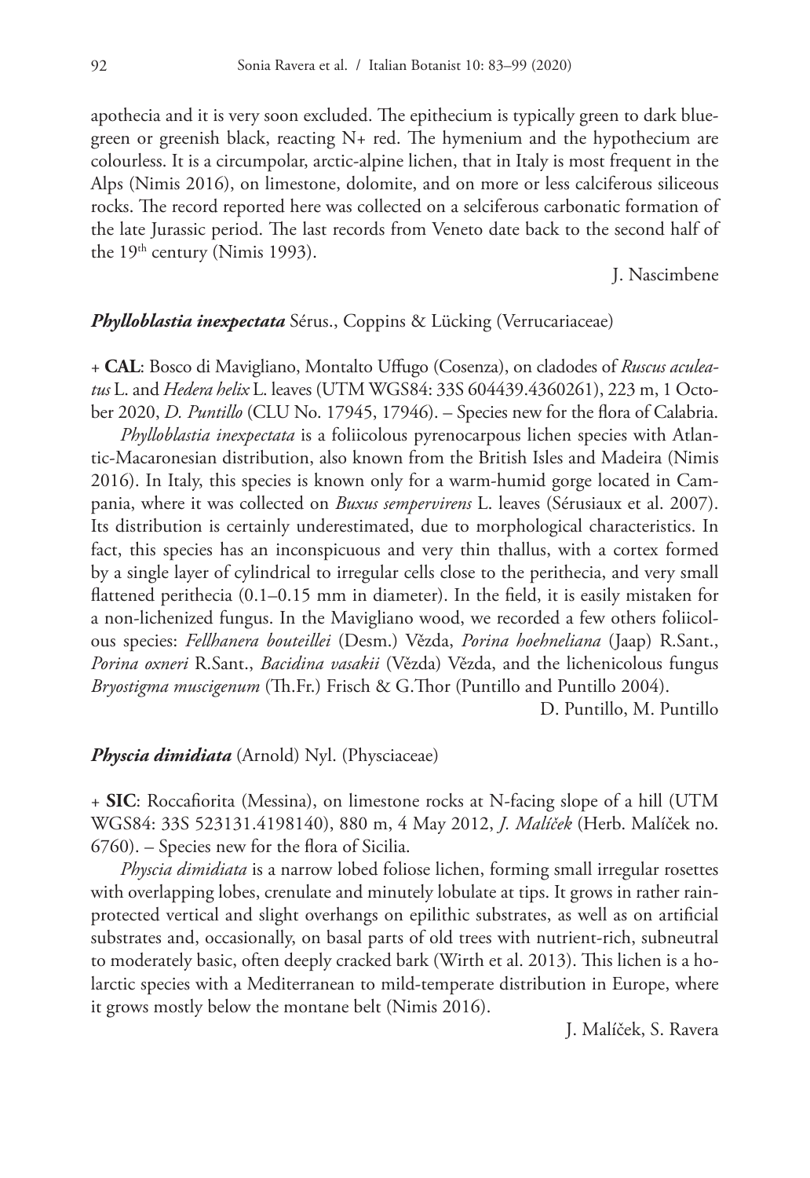apothecia and it is very soon excluded. The epithecium is typically green to dark blue-green or greenish black, reacting N+ red. The hymenium and the hypothecium are colourless. It is a circumpolar, arctic-alpine lichen, that in Italy is most frequent in the Alps (Nimis 2016), on limestone, dolomite, and on more or less calciferous siliceous rocks. The record reported here was collected on a selciferous carbonatic formation of the late Jurassic period. The last records from Veneto date back to the second half of the 19th century (Nimis 1993).

J. Nascimbene

***Phylloblastia inexpectata*** Sérus., Coppins & Lücking (Verrucariaceae)

+ **CAL**: Bosco di Mavigliano, Montalto Uffugo (Cosenza), on cladodes of *Ruscus aculeatus* L. and *Hedera helix* L. leaves (UTM WGS84: 33S 604439.4360261), 223 m, 1 October 2020, *D. Puntillo* (CLU No. 17945, 17946). – Species new for the flora of Calabria.

*Phylloblastia inexpectata* is a foliicolous pyrenocarpous lichen species with Atlantic-Macaronesian distribution, also known from the British Isles and Madeira (Nimis 2016). In Italy, this species is known only for a warm-humid gorge located in Campania, where it was collected on *Buxus sempervirens* L. leaves (Sérusiaux et al. 2007). Its distribution is certainly underestimated, due to morphological characteristics. In fact, this species has an inconspicuous and very thin thallus, with a cortex formed by a single layer of cylindrical to irregular cells close to the perithecia, and very small flattened perithecia (0.1–0.15 mm in diameter). In the field, it is easily mistaken for a non-lichenized fungus. In the Mavigliano wood, we recorded a few others foliicolous species: *Fellhanera bouteillei* (Desm.) Vězda, *Porina hoehneliana* (Jaap) R.Sant., *Porina oxneri* R.Sant., *Bacidina vasakii* (Vězda) Vězda, and the lichenicolous fungus *Bryostigma muscigenum* (Th.Fr.) Frisch & G.Thor (Puntillo and Puntillo 2004).

D. Puntillo, M. Puntillo

***Physcia dimidiata*** (Arnold) Nyl. (Physciaceae)

+ **SIC**: Roccafiorita (Messina), on limestone rocks at N-facing slope of a hill (UTM WGS84: 33S 523131.4198140), 880 m, 4 May 2012, *J. Malíček* (Herb. Malíček no. 6760). – Species new for the flora of Sicilia.

*Physcia dimidiata* is a narrow lobed foliose lichen, forming small irregular rosettes with overlapping lobes, crenulate and minutely lobulate at tips. It grows in rather rain-protected vertical and slight overhangs on epilithic substrates, as well as on artificial substrates and, occasionally, on basal parts of old trees with nutrient-rich, subneutral to moderately basic, often deeply cracked bark (Wirth et al. 2013). This lichen is a holarctic species with a Mediterranean to mild-temperate distribution in Europe, where it grows mostly below the montane belt (Nimis 2016).

J. Malíček, S. Ravera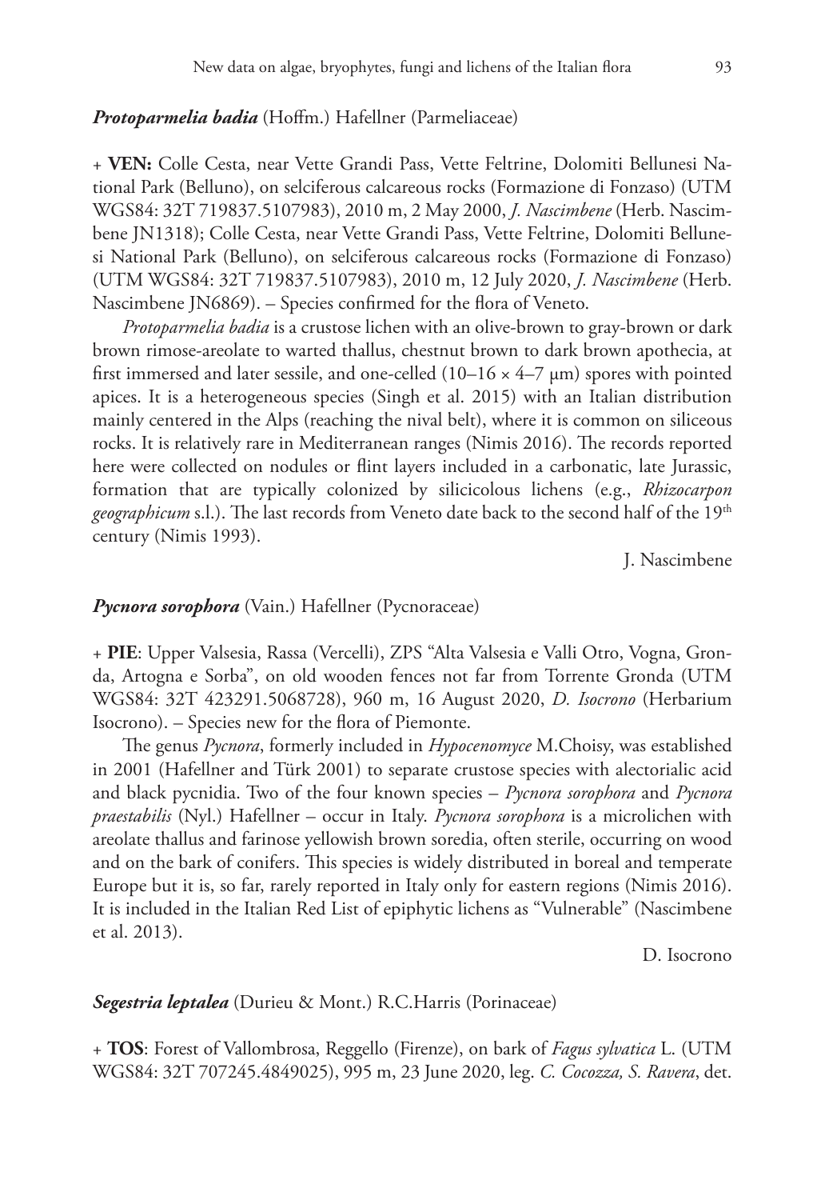***Protoparmelia badia*** (Hoffm.) Hafellner (Parmeliaceae)

+ **VEN:** Colle Cesta, near Vette Grandi Pass, Vette Feltrine, Dolomiti Bellunesi National Park (Belluno), on selciferous calcareous rocks (Formazione di Fonzaso) (UTM WGS84: 32T 719837.5107983), 2010 m, 2 May 2000, *J. Nascimbene* (Herb. Nascimbene JN1318); Colle Cesta, near Vette Grandi Pass, Vette Feltrine, Dolomiti Bellunesi National Park (Belluno), on selciferous calcareous rocks (Formazione di Fonzaso) (UTM WGS84: 32T 719837.5107983), 2010 m, 12 July 2020, *J. Nascimbene* (Herb. Nascimbene JN6869). – Species confirmed for the flora of Veneto.

*Protoparmelia badia* is a crustose lichen with an olive-brown to gray-brown or dark brown rimose-areolate to warted thallus, chestnut brown to dark brown apothecia, at first immersed and later sessile, and one-celled (10–16 × 4–7 μm) spores with pointed apices. It is a heterogeneous species (Singh et al. 2015) with an Italian distribution mainly centered in the Alps (reaching the nival belt), where it is common on siliceous rocks. It is relatively rare in Mediterranean ranges (Nimis 2016). The records reported here were collected on nodules or flint layers included in a carbonatic, late Jurassic, formation that are typically colonized by silicicolous lichens (e.g., *Rhizocarpon geographicum* s.l.). The last records from Veneto date back to the second half of the 19th century (Nimis 1993).

J. Nascimbene

***Pycnora sorophora*** (Vain.) Hafellner (Pycnoraceae)

+ **PIE**: Upper Valsesia, Rassa (Vercelli), ZPS "Alta Valsesia e Valli Otro, Vogna, Gronda, Artogna e Sorba", on old wooden fences not far from Torrente Gronda (UTM WGS84: 32T 423291.5068728), 960 m, 16 August 2020, *D. Isocrono* (Herbarium Isocrono). – Species new for the flora of Piemonte.

The genus *Pycnora*, formerly included in *Hypocenomyce* M.Choisy, was established in 2001 (Hafellner and Türk 2001) to separate crustose species with alectorialic acid and black pycnidia. Two of the four known species – *Pycnora sorophora* and *Pycnora praestabilis* (Nyl.) Hafellner – occur in Italy. *Pycnora sorophora* is a microlichen with areolate thallus and farinose yellowish brown soredia, often sterile, occurring on wood and on the bark of conifers. This species is widely distributed in boreal and temperate Europe but it is, so far, rarely reported in Italy only for eastern regions (Nimis 2016). It is included in the Italian Red List of epiphytic lichens as "Vulnerable" (Nascimbene et al. 2013).

D. Isocrono

***Segestria leptalea*** (Durieu & Mont.) R.C.Harris (Porinaceae)

+ **TOS**: Forest of Vallombrosa, Reggello (Firenze), on bark of *Fagus sylvatica* L. (UTM WGS84: 32T 707245.4849025), 995 m, 23 June 2020, leg. *C. Cocozza, S. Ravera*, det.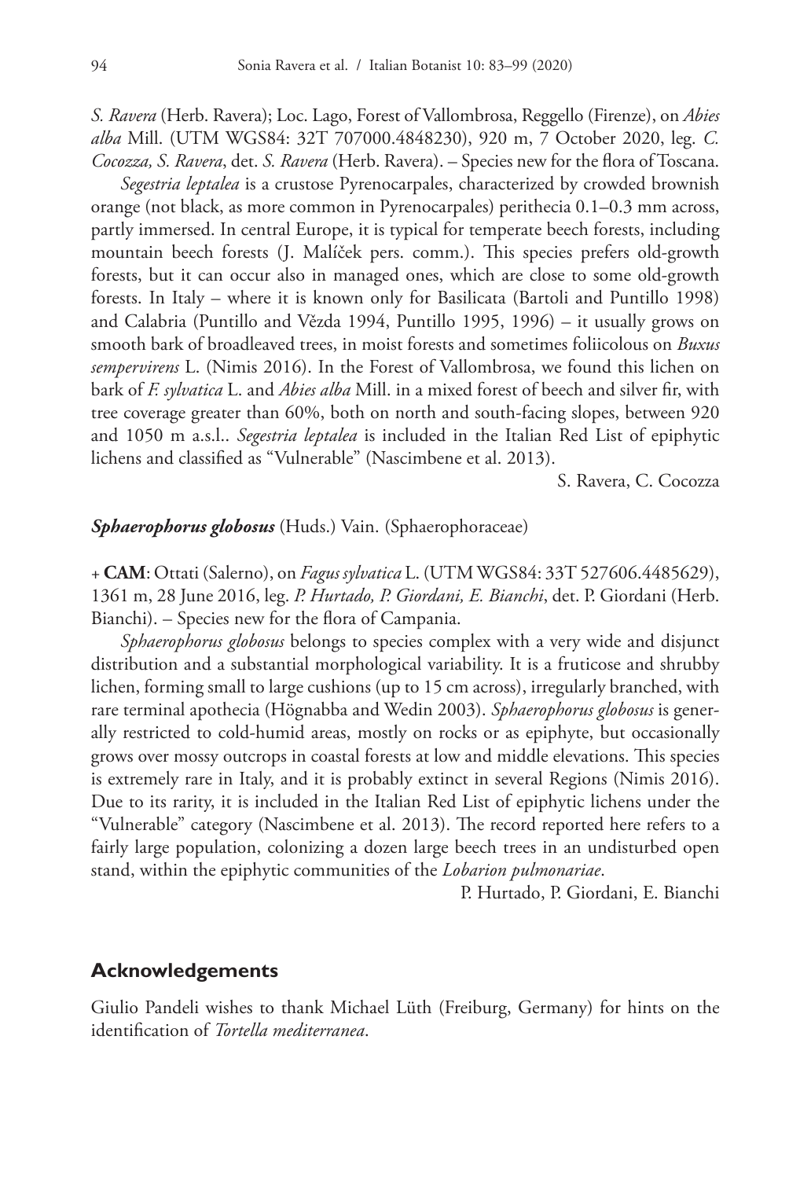*S. Ravera* (Herb. Ravera); Loc. Lago, Forest of Vallombrosa, Reggello (Firenze), on *Abies alba* Mill. (UTM WGS84: 32T 707000.4848230), 920 m, 7 October 2020, leg. *C. Cocozza, S. Ravera*, det. *S. Ravera* (Herb. Ravera). – Species new for the flora of Toscana.

*Segestria leptalea* is a crustose Pyrenocarpales, characterized by crowded brownish orange (not black, as more common in Pyrenocarpales) perithecia 0.1–0.3 mm across, partly immersed. In central Europe, it is typical for temperate beech forests, including mountain beech forests (J. Malíček pers. comm.). This species prefers old-growth forests, but it can occur also in managed ones, which are close to some old-growth forests. In Italy – where it is known only for Basilicata (Bartoli and Puntillo 1998) and Calabria (Puntillo and Vězda 1994, Puntillo 1995, 1996) – it usually grows on smooth bark of broadleaved trees, in moist forests and sometimes foliicolous on *Buxus sempervirens* L. (Nimis 2016). In the Forest of Vallombrosa, we found this lichen on bark of *F. sylvatica* L. and *Abies alba* Mill. in a mixed forest of beech and silver fir, with tree coverage greater than 60%, both on north and south-facing slopes, between 920 and 1050 m a.s.l.. *Segestria leptalea* is included in the Italian Red List of epiphytic lichens and classified as "Vulnerable" (Nascimbene et al. 2013).

S. Ravera, C. Cocozza

***Sphaerophorus globosus*** (Huds.) Vain. (Sphaerophoraceae)

+ **CAM**: Ottati (Salerno), on *Fagus sylvatica* L. (UTM WGS84: 33T 527606.4485629), 1361 m, 28 June 2016, leg. *P. Hurtado, P. Giordani, E. Bianchi*, det. P. Giordani (Herb. Bianchi). – Species new for the flora of Campania.

*Sphaerophorus globosus* belongs to species complex with a very wide and disjunct distribution and a substantial morphological variability. It is a fruticose and shrubby lichen, forming small to large cushions (up to 15 cm across), irregularly branched, with rare terminal apothecia (Högnabba and Wedin 2003). *Sphaerophorus globosus* is generally restricted to cold-humid areas, mostly on rocks or as epiphyte, but occasionally grows over mossy outcrops in coastal forests at low and middle elevations. This species is extremely rare in Italy, and it is probably extinct in several Regions (Nimis 2016). Due to its rarity, it is included in the Italian Red List of epiphytic lichens under the "Vulnerable" category (Nascimbene et al. 2013). The record reported here refers to a fairly large population, colonizing a dozen large beech trees in an undisturbed open stand, within the epiphytic communities of the *Lobarion pulmonariae*.

P. Hurtado, P. Giordani, E. Bianchi

## Acknowledgements

Giulio Pandeli wishes to thank Michael Lüth (Freiburg, Germany) for hints on the identification of *Tortella mediterranea*.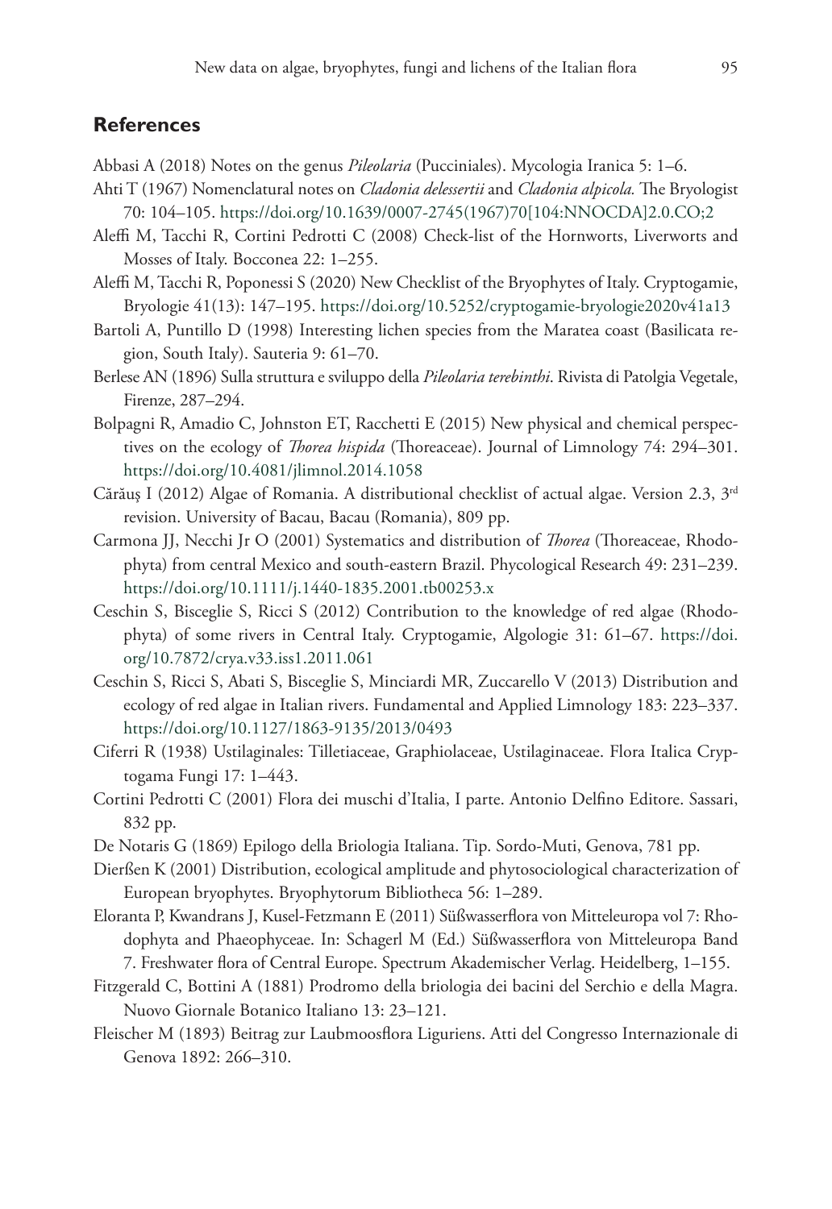## References

Abbasi A (2018) Notes on the genus *Pileolaria* (Pucciniales). Mycologia Iranica 5: 1–6.

Ahti T (1967) Nomenclatural notes on *Cladonia delessertii* and *Cladonia alpicola.* The Bryologist 70: 104–105. https://doi.org/10.1639/0007-2745(1967)70[104:NNOCDA]2.0.CO;2

Aleffi M, Tacchi R, Cortini Pedrotti C (2008) Check-list of the Hornworts, Liverworts and Mosses of Italy. Bocconea 22: 1–255.

Aleffi M, Tacchi R, Poponessi S (2020) New Checklist of the Bryophytes of Italy. Cryptogamie, Bryologie 41(13): 147–195. https://doi.org/10.5252/cryptogamie-bryologie2020v41a13

Bartoli A, Puntillo D (1998) Interesting lichen species from the Maratea coast (Basilicata region, South Italy). Sauteria 9: 61–70.

Berlese AN (1896) Sulla struttura e sviluppo della *Pileolaria terebinthi*. Rivista di Patolgia Vegetale, Firenze, 287–294.

Bolpagni R, Amadio C, Johnston ET, Racchetti E (2015) New physical and chemical perspectives on the ecology of *Thorea hispida* (Thoreaceae). Journal of Limnology 74: 294–301. https://doi.org/10.4081/jlimnol.2014.1058

Cărăuş I (2012) Algae of Romania. A distributional checklist of actual algae. Version 2.3, 3rd revision. University of Bacau, Bacau (Romania), 809 pp.

Carmona JJ, Necchi Jr O (2001) Systematics and distribution of *Thorea* (Thoreaceae, Rhodophyta) from central Mexico and south-eastern Brazil. Phycological Research 49: 231–239. https://doi.org/10.1111/j.1440-1835.2001.tb00253.x

Ceschin S, Bisceglie S, Ricci S (2012) Contribution to the knowledge of red algae (Rhodophyta) of some rivers in Central Italy. Cryptogamie, Algologie 31: 61–67. https://doi.org/10.7872/crya.v33.iss1.2011.061

Ceschin S, Ricci S, Abati S, Bisceglie S, Minciardi MR, Zuccarello V (2013) Distribution and ecology of red algae in Italian rivers. Fundamental and Applied Limnology 183: 223–337. https://doi.org/10.1127/1863-9135/2013/0493

Ciferri R (1938) Ustilaginales: Tilletiaceae, Graphiolaceae, Ustilaginaceae. Flora Italica Cryptogama Fungi 17: 1–443.

Cortini Pedrotti C (2001) Flora dei muschi d'Italia, I parte. Antonio Delfino Editore. Sassari, 832 pp.

De Notaris G (1869) Epilogo della Briologia Italiana. Tip. Sordo-Muti, Genova, 781 pp.

Dierßen K (2001) Distribution, ecological amplitude and phytosociological characterization of European bryophytes. Bryophytorum Bibliotheca 56: 1–289.

Eloranta P, Kwandrans J, Kusel-Fetzmann E (2011) Süßwasserflora von Mitteleuropa vol 7: Rhodophyta and Phaeophyceae. In: Schagerl M (Ed.) Süßwasserflora von Mitteleuropa Band 7. Freshwater flora of Central Europe. Spectrum Akademischer Verlag. Heidelberg, 1–155.

Fitzgerald C, Bottini A (1881) Prodromo della briologia dei bacini del Serchio e della Magra. Nuovo Giornale Botanico Italiano 13: 23–121.

Fleischer M (1893) Beitrag zur Laubmoosflora Liguriens. Atti del Congresso Internazionale di Genova 1892: 266–310.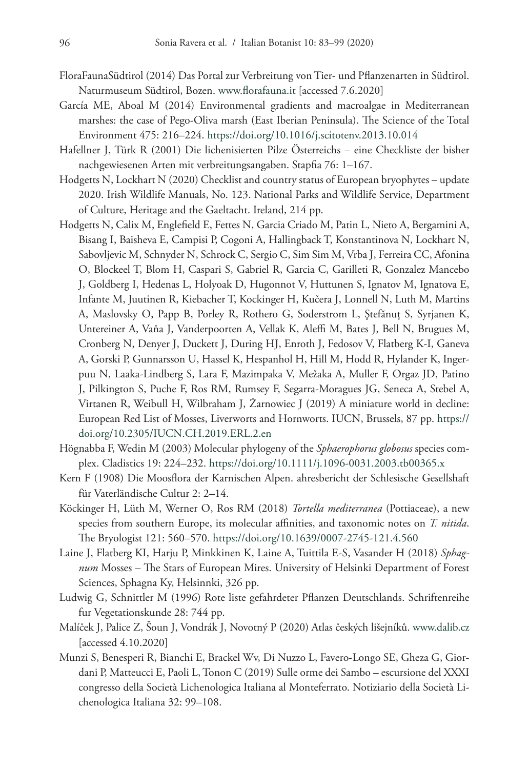FloraFaunaSüdtirol (2014) Das Portal zur Verbreitung von Tier- und Pflanzenarten in Südtirol. Naturmuseum Südtirol, Bozen. www.florafauna.it [accessed 7.6.2020]

García ME, Aboal M (2014) Environmental gradients and macroalgae in Mediterranean marshes: the case of Pego-Oliva marsh (East Iberian Peninsula). The Science of the Total Environment 475: 216–224. https://doi.org/10.1016/j.scitotenv.2013.10.014

Hafellner J, Türk R (2001) Die lichenisierten Pilze Österreichs – eine Checkliste der bisher nachgewiesenen Arten mit verbreitungsangaben. Stapfia 76: 1–167.

Hodgetts N, Lockhart N (2020) Checklist and country status of European bryophytes – update 2020. Irish Wildlife Manuals, No. 123. National Parks and Wildlife Service, Department of Culture, Heritage and the Gaeltacht. Ireland, 214 pp.

Hodgetts N, Calix M, Englefield E, Fettes N, Garcia Criado M, Patin L, Nieto A, Bergamini A, Bisang I, Baisheva E, Campisi P, Cogoni A, Hallingback T, Konstantinova N, Lockhart N, Sabovljevic M, Schnyder N, Schrock C, Sergio C, Sim Sim M, Vrba J, Ferreira CC, Afonina O, Blockeel T, Blom H, Caspari S, Gabriel R, Garcia C, Garilleti R, Gonzalez Mancebo J, Goldberg I, Hedenas L, Holyoak D, Hugonnot V, Huttunen S, Ignatov M, Ignatova E, Infante M, Juutinen R, Kiebacher T, Kockinger H, Kučera J, Lonnell N, Luth M, Martins A, Maslovsky O, Papp B, Porley R, Rothero G, Soderstrom L, Ştefănuţ S, Syrjanen K, Untereiner A, Vaňa J, Vanderpoorten A, Vellak K, Aleffi M, Bates J, Bell N, Brugues M, Cronberg N, Denyer J, Duckett J, During HJ, Enroth J, Fedosov V, Flatberg K-I, Ganeva A, Gorski P, Gunnarsson U, Hassel K, Hespanhol H, Hill M, Hodd R, Hylander K, Ingerpuu N, Laaka-Lindberg S, Lara F, Mazimpaka V, Mežaka A, Muller F, Orgaz JD, Patino J, Pilkington S, Puche F, Ros RM, Rumsey F, Segarra-Moragues JG, Seneca A, Stebel A, Virtanen R, Weibull H, Wilbraham J, Żarnowiec J (2019) A miniature world in decline: European Red List of Mosses, Liverworts and Hornworts. IUCN, Brussels, 87 pp. https://doi.org/10.2305/IUCN.CH.2019.ERL.2.en

Högnabba F, Wedin M (2003) Molecular phylogeny of the *Sphaerophorus globosus* species complex. Cladistics 19: 224–232. https://doi.org/10.1111/j.1096-0031.2003.tb00365.x

Kern F (1908) Die Moosflora der Karnischen Alpen. ahresbericht der Schlesische Gesellshaft für Vaterländische Cultur 2: 2–14.

Köckinger H, Lüth M, Werner O, Ros RM (2018) *Tortella mediterranea* (Pottiaceae), a new species from southern Europe, its molecular affinities, and taxonomic notes on *T. nitida*. The Bryologist 121: 560–570. https://doi.org/10.1639/0007-2745-121.4.560

Laine J, Flatberg KI, Harju P, Minkkinen K, Laine A, Tuittila E-S, Vasander H (2018) *Sphagnum* Mosses – The Stars of European Mires. University of Helsinki Department of Forest Sciences, Sphagna Ky, Helsinnki, 326 pp.

Ludwig G, Schnittler M (1996) Rote liste gefahrdeter Pflanzen Deutschlands. Schriftenreihe fur Vegetationskunde 28: 744 pp.

Malíček J, Palice Z, Šoun J, Vondrák J, Novotný P (2020) Atlas českých lišejníků. www.dalib.cz [accessed 4.10.2020]

Munzi S, Benesperi R, Bianchi E, Brackel Wv, Di Nuzzo L, Favero-Longo SE, Gheza G, Giordani P, Matteucci E, Paoli L, Tonon C (2019) Sulle orme dei Sambo – escursione del XXXI congresso della Società Lichenologica Italiana al Monteferrato. Notiziario della Società Lichenologica Italiana 32: 99–108.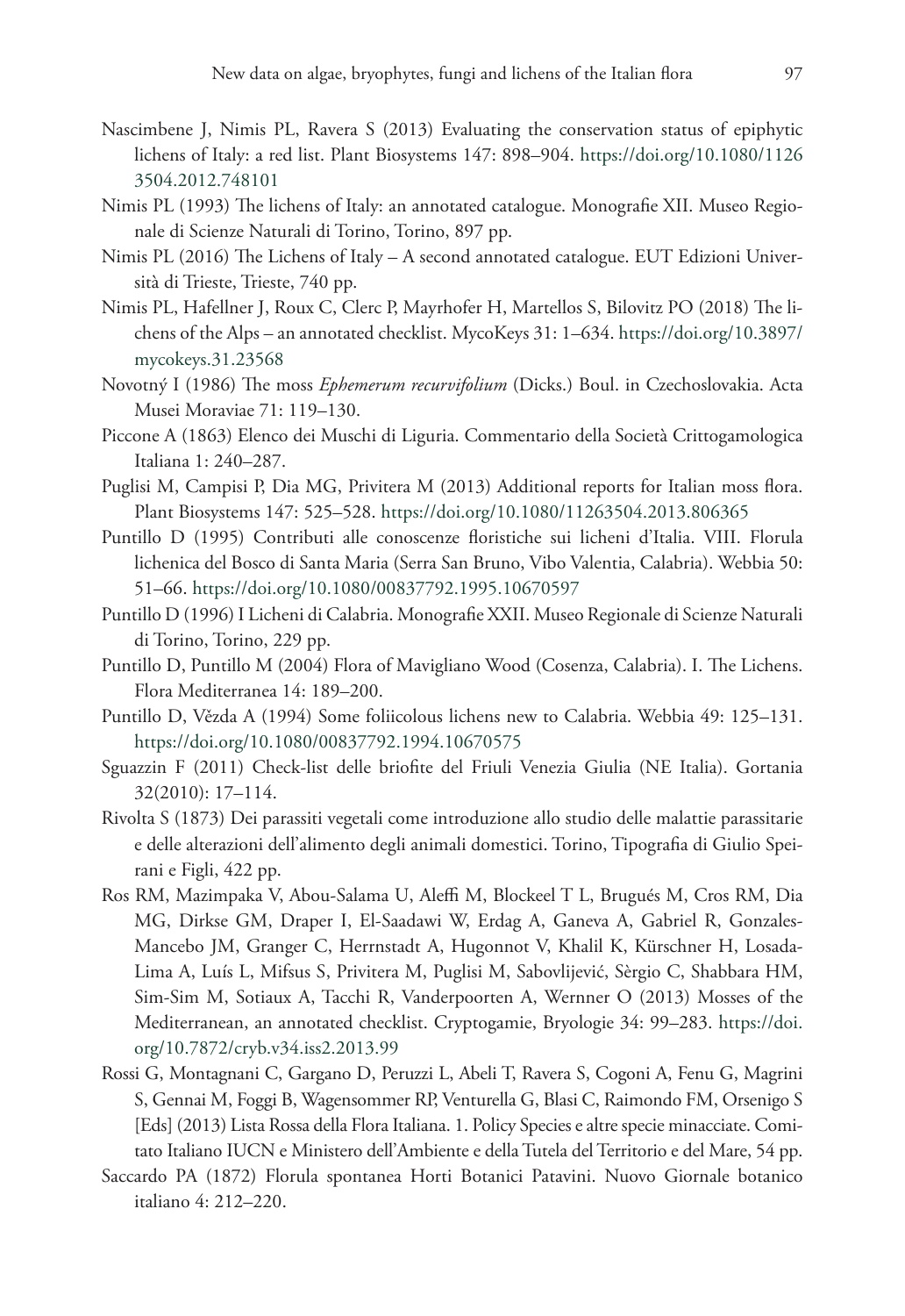Nascimbene J, Nimis PL, Ravera S (2013) Evaluating the conservation status of epiphytic lichens of Italy: a red list. Plant Biosystems 147: 898–904. https://doi.org/10.1080/11263504.2012.748101

Nimis PL (1993) The lichens of Italy: an annotated catalogue. Monografie XII. Museo Regionale di Scienze Naturali di Torino, Torino, 897 pp.

Nimis PL (2016) The Lichens of Italy – A second annotated catalogue. EUT Edizioni Università di Trieste, Trieste, 740 pp.

Nimis PL, Hafellner J, Roux C, Clerc P, Mayrhofer H, Martellos S, Bilovitz PO (2018) The lichens of the Alps – an annotated checklist. MycoKeys 31: 1–634. https://doi.org/10.3897/mycokeys.31.23568

Novotný I (1986) The moss *Ephemerum recurvifolium* (Dicks.) Boul. in Czechoslovakia. Acta Musei Moraviae 71: 119–130.

Piccone A (1863) Elenco dei Muschi di Liguria. Commentario della Società Crittogamologica Italiana 1: 240–287.

Puglisi M, Campisi P, Dia MG, Privitera M (2013) Additional reports for Italian moss flora. Plant Biosystems 147: 525–528. https://doi.org/10.1080/11263504.2013.806365

Puntillo D (1995) Contributi alle conoscenze floristiche sui licheni d'Italia. VIII. Florula lichenica del Bosco di Santa Maria (Serra San Bruno, Vibo Valentia, Calabria). Webbia 50: 51–66. https://doi.org/10.1080/00837792.1995.10670597

Puntillo D (1996) I Licheni di Calabria. Monografie XXII. Museo Regionale di Scienze Naturali di Torino, Torino, 229 pp.

Puntillo D, Puntillo M (2004) Flora of Mavigliano Wood (Cosenza, Calabria). I. The Lichens. Flora Mediterranea 14: 189–200.

Puntillo D, Vězda A (1994) Some foliicolous lichens new to Calabria. Webbia 49: 125–131. https://doi.org/10.1080/00837792.1994.10670575

Sguazzin F (2011) Check-list delle briofite del Friuli Venezia Giulia (NE Italia). Gortania 32(2010): 17–114.

Rivolta S (1873) Dei parassiti vegetali come introduzione allo studio delle malattie parassitarie e delle alterazioni dell'alimento degli animali domestici. Torino, Tipografia di Giulio Speirani e Figli, 422 pp.

Ros RM, Mazimpaka V, Abou-Salama U, Aleffi M, Blockeel T L, Brugués M, Cros RM, Dia MG, Dirkse GM, Draper I, El-Saadawi W, Erdag A, Ganeva A, Gabriel R, Gonzales-Mancebo JM, Granger C, Herrnstadt A, Hugonnot V, Khalil K, Kürschner H, Losada-Lima A, Luís L, Mifsus S, Privitera M, Puglisi M, Sabovlijević, Sèrgio C, Shabbara HM, Sim-Sim M, Sotiaux A, Tacchi R, Vanderpoorten A, Wernner O (2013) Mosses of the Mediterranean, an annotated checklist. Cryptogamie, Bryologie 34: 99–283. https://doi.org/10.7872/cryb.v34.iss2.2013.99

Rossi G, Montagnani C, Gargano D, Peruzzi L, Abeli T, Ravera S, Cogoni A, Fenu G, Magrini S, Gennai M, Foggi B, Wagensommer RP, Venturella G, Blasi C, Raimondo FM, Orsenigo S [Eds] (2013) Lista Rossa della Flora Italiana. 1. Policy Species e altre specie minacciate. Comitato Italiano IUCN e Ministero dell'Ambiente e della Tutela del Territorio e del Mare, 54 pp.

Saccardo PA (1872) Florula spontanea Horti Botanici Patavini. Nuovo Giornale botanico italiano 4: 212–220.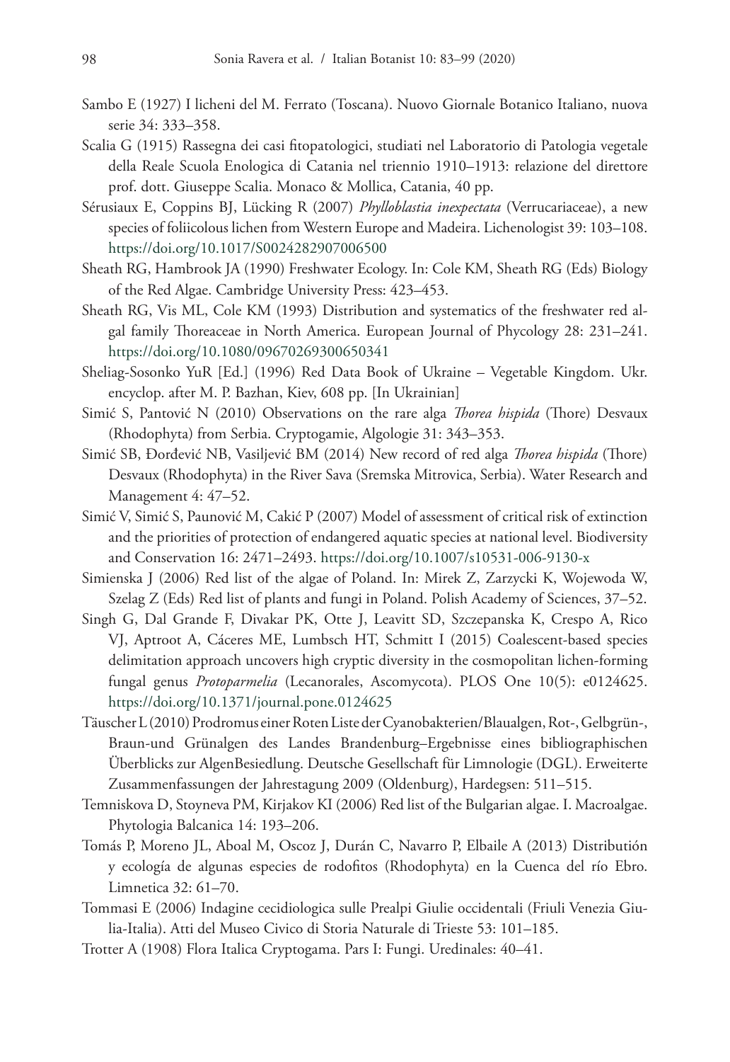Sambo E (1927) I licheni del M. Ferrato (Toscana). Nuovo Giornale Botanico Italiano, nuova serie 34: 333–358.

Scalia G (1915) Rassegna dei casi fitopatologici, studiati nel Laboratorio di Patologia vegetale della Reale Scuola Enologica di Catania nel triennio 1910–1913: relazione del direttore prof. dott. Giuseppe Scalia. Monaco & Mollica, Catania, 40 pp.

Sérusiaux E, Coppins BJ, Lücking R (2007) *Phylloblastia inexpectata* (Verrucariaceae), a new species of foliicolous lichen from Western Europe and Madeira. Lichenologist 39: 103–108. https://doi.org/10.1017/S0024282907006500

Sheath RG, Hambrook JA (1990) Freshwater Ecology. In: Cole KM, Sheath RG (Eds) Biology of the Red Algae. Cambridge University Press: 423–453.

Sheath RG, Vis ML, Cole KM (1993) Distribution and systematics of the freshwater red algal family Thoreaceae in North America. European Journal of Phycology 28: 231–241. https://doi.org/10.1080/09670269300650341

Sheliag-Sosonko YuR [Ed.] (1996) Red Data Book of Ukraine – Vegetable Kingdom. Ukr. encyclop. after M. P. Bazhan, Kiev, 608 pp. [In Ukrainian]

Simić S, Pantović N (2010) Observations on the rare alga *Thorea hispida* (Thore) Desvaux (Rhodophyta) from Serbia. Cryptogamie, Algologie 31: 343–353.

Simić SB, Đorđević NB, Vasiljević BM (2014) New record of red alga *Thorea hispida* (Thore) Desvaux (Rhodophyta) in the River Sava (Sremska Mitrovica, Serbia). Water Research and Management 4: 47–52.

Simić V, Simić S, Paunović M, Cakić P (2007) Model of assessment of critical risk of extinction and the priorities of protection of endangered aquatic species at national level. Biodiversity and Conservation 16: 2471–2493. https://doi.org/10.1007/s10531-006-9130-x

Simienska J (2006) Red list of the algae of Poland. In: Mirek Z, Zarzycki K, Wojewoda W, Szelag Z (Eds) Red list of plants and fungi in Poland. Polish Academy of Sciences, 37–52.

Singh G, Dal Grande F, Divakar PK, Otte J, Leavitt SD, Szczepanska K, Crespo A, Rico VJ, Aptroot A, Cáceres ME, Lumbsch HT, Schmitt I (2015) Coalescent-based species delimitation approach uncovers high cryptic diversity in the cosmopolitan lichen-forming fungal genus *Protoparmelia* (Lecanorales, Ascomycota). PLOS One 10(5): e0124625. https://doi.org/10.1371/journal.pone.0124625

Täuscher L (2010) Prodromus einer Roten Liste der Cyanobakterien/Blaualgen, Rot-, Gelbgrün-, Braun-und Grünalgen des Landes Brandenburg–Ergebnisse eines bibliographischen Überblicks zur AlgenBesiedlung. Deutsche Gesellschaft für Limnologie (DGL). Erweiterte Zusammenfassungen der Jahrestagung 2009 (Oldenburg), Hardegsen: 511–515.

Temniskova D, Stoyneva PM, Kirjakov KI (2006) Red list of the Bulgarian algae. I. Macroalgae. Phytologia Balcanica 14: 193–206.

Tomás P, Moreno JL, Aboal M, Oscoz J, Durán C, Navarro P, Elbaile A (2013) Distributión y ecología de algunas especies de rodofitos (Rhodophyta) en la Cuenca del río Ebro. Limnetica 32: 61–70.

Tommasi E (2006) Indagine cecidiologica sulle Prealpi Giulie occidentali (Friuli Venezia Giulia-Italia). Atti del Museo Civico di Storia Naturale di Trieste 53: 101–185.

Trotter A (1908) Flora Italica Cryptogama. Pars I: Fungi. Uredinales: 40–41.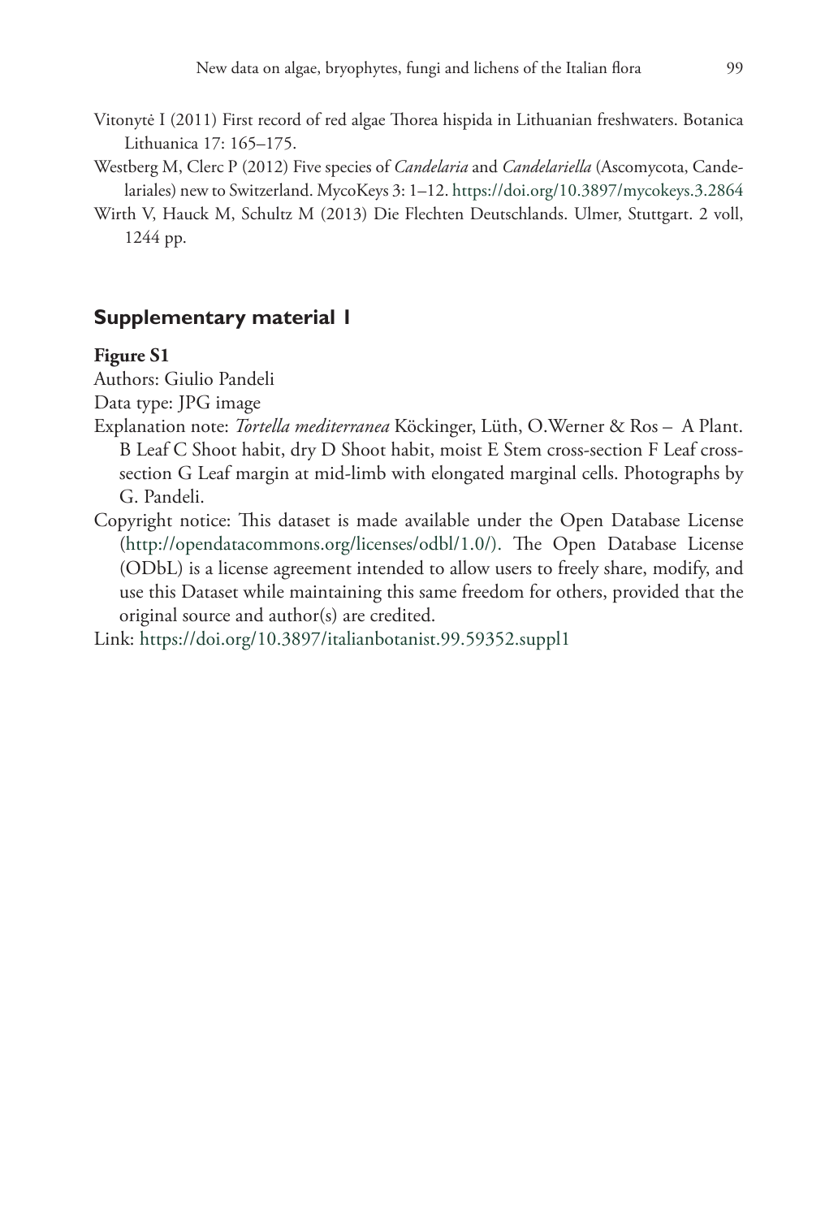Vitonytė I (2011) First record of red algae Thorea hispida in Lithuanian freshwaters. Botanica Lithuanica 17: 165–175.

Westberg M, Clerc P (2012) Five species of *Candelaria* and *Candelariella* (Ascomycota, Candelariales) new to Switzerland. MycoKeys 3: 1–12. https://doi.org/10.3897/mycokeys.3.2864

Wirth V, Hauck M, Schultz M (2013) Die Flechten Deutschlands. Ulmer, Stuttgart. 2 voll, 1244 pp.

## Supplementary material 1

**Figure S1**

Authors: Giulio Pandeli

Data type: JPG image

Explanation note: *Tortella mediterranea* Köckinger, Lüth, O.Werner & Ros – A Plant. B Leaf C Shoot habit, dry D Shoot habit, moist E Stem cross-section F Leaf cross-section G Leaf margin at mid-limb with elongated marginal cells. Photographs by G. Pandeli.

Copyright notice: This dataset is made available under the Open Database License (http://opendatacommons.org/licenses/odbl/1.0/). The Open Database License (ODbL) is a license agreement intended to allow users to freely share, modify, and use this Dataset while maintaining this same freedom for others, provided that the original source and author(s) are credited.

Link: https://doi.org/10.3897/italianbotanist.99.59352.suppl1